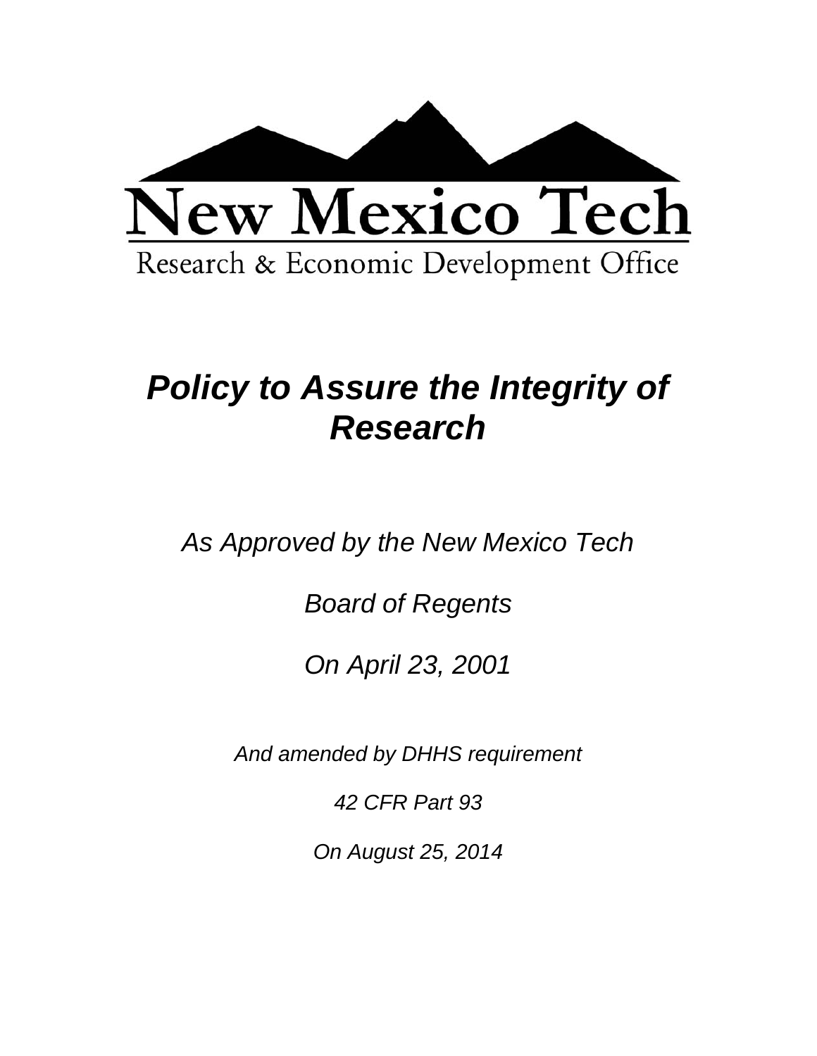New Mexico Tech

Research & Economic Development Office

# *Policy to Assure the Integrity of Research*

*As Approved by the New Mexico Tech*

*Board of Regents*

*On April 23, 2001*

*And amended by DHHS requirement*

*42 CFR Part 93*

*On August 25, 2014*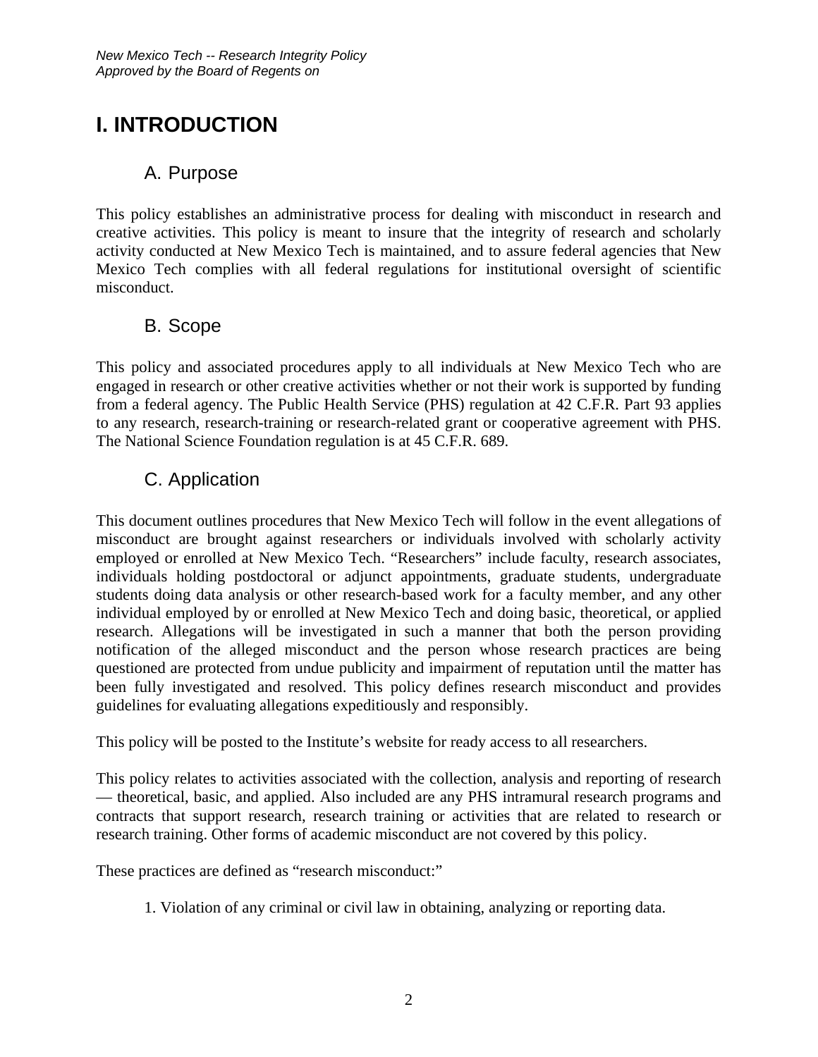# I. INTRODUCTION

## A. Purpose

This policy establishes an administrative process for dealing with misconduct in research and creative activities. This policy is meant to insure that the integrity of research and scholarly activity conducted at New Mexico Tech is maintained, and to assure federal agencies that New Mexico Tech complies with all federal regulations for institutional oversight of scientific misconduct.

## B. Scope

This policy and associated procedures apply to all individuals at New Mexico Tech who are engaged in research or other creative activities whether or not their work is supported by funding from a federal agency. The Public Health Service (PHS) regulation at 42 C.F.R. Part 93 applies to any research, research-training or research-related grant or cooperative agreement with PHS. The National Science Foundation regulation is at 45 C.F.R. 689.

## C. Application

This document outlines procedures that New Mexico Tech will follow in the event allegations of misconduct are brought against researchers or individuals involved with scholarly activity employed or enrolled at New Mexico Tech. "Researchers" include faculty, research associates, individuals holding postdoctoral or adjunct appointments, graduate students, undergraduate students doing data analysis or other research-based work for a faculty member, and any other individual employed by or enrolled at New Mexico Tech and doing basic, theoretical, or applied research. Allegations will be investigated in such a manner that both the person providing notification of the alleged misconduct and the person whose research practices are being questioned are protected from undue publicity and impairment of reputation until the matter has been fully investigated and resolved. This policy defines research misconduct and provides guidelines for evaluating allegations expeditiously and responsibly.

This policy will be posted to the Institute's website for ready access to all researchers.

This policy relates to activities associated with the collection, analysis and reporting of research — theoretical, basic, and applied. Also included are any PHS intramural research programs and contracts that support research, research training or activities that are related to research or research training. Other forms of academic misconduct are not covered by this policy.

These practices are defined as "research misconduct:"

1. Violation of any criminal or civil law in obtaining, analyzing or reporting data.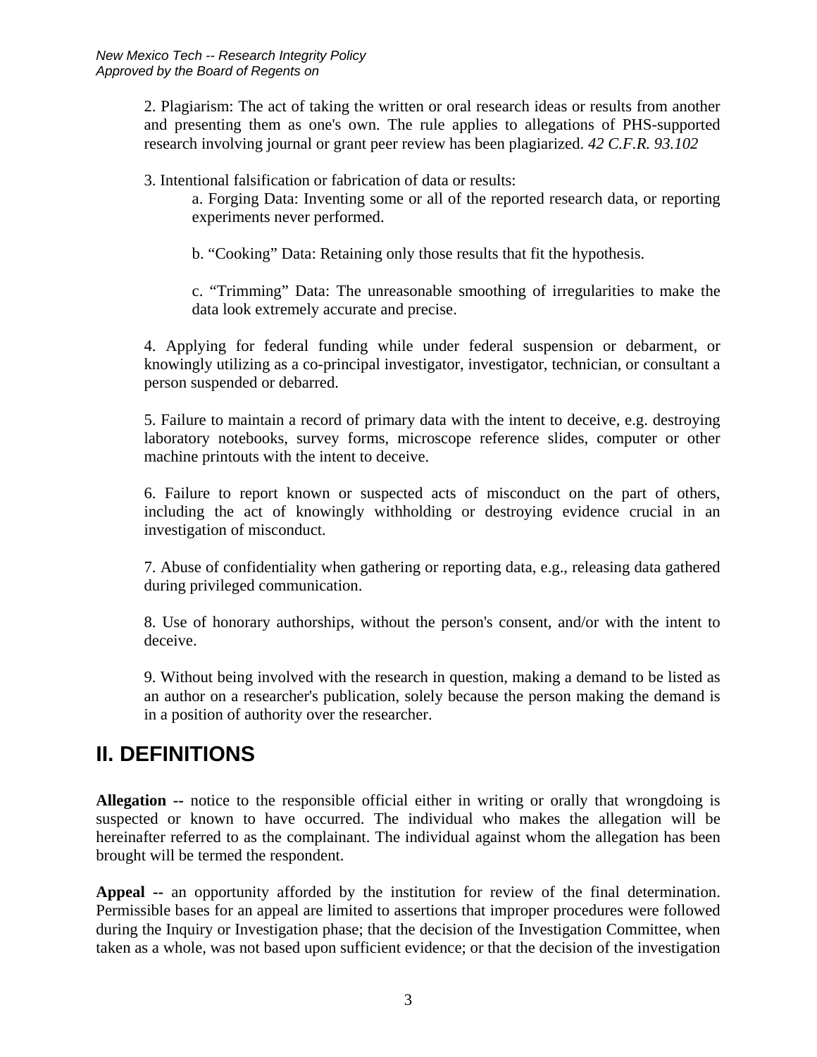2. Plagiarism: The act of taking the written or oral research ideas or results from another and presenting them as one's own. The rule applies to allegations of PHS-supported research involving journal or grant peer review has been plagiarized. *42 C.F.R. 93.102*

3. Intentional falsification or fabrication of data or results:

   a. Forging Data: Inventing some or all of the reported research data, or reporting experiments never performed.

   b. "Cooking" Data: Retaining only those results that fit the hypothesis.

   c. "Trimming" Data: The unreasonable smoothing of irregularities to make the data look extremely accurate and precise.

4. Applying for federal funding while under federal suspension or debarment, or knowingly utilizing as a co-principal investigator, investigator, technician, or consultant a person suspended or debarred.

5. Failure to maintain a record of primary data with the intent to deceive, e.g. destroying laboratory notebooks, survey forms, microscope reference slides, computer or other machine printouts with the intent to deceive.

6. Failure to report known or suspected acts of misconduct on the part of others, including the act of knowingly withholding or destroying evidence crucial in an investigation of misconduct.

7. Abuse of confidentiality when gathering or reporting data, e.g., releasing data gathered during privileged communication.

8. Use of honorary authorships, without the person's consent, and/or with the intent to deceive.

9. Without being involved with the research in question, making a demand to be listed as an author on a researcher's publication, solely because the person making the demand is in a position of authority over the researcher.

## II. DEFINITIONS

**Allegation --** notice to the responsible official either in writing or orally that wrongdoing is suspected or known to have occurred. The individual who makes the allegation will be hereinafter referred to as the complainant. The individual against whom the allegation has been brought will be termed the respondent.

**Appeal --** an opportunity afforded by the institution for review of the final determination. Permissible bases for an appeal are limited to assertions that improper procedures were followed during the Inquiry or Investigation phase; that the decision of the Investigation Committee, when taken as a whole, was not based upon sufficient evidence; or that the decision of the investigation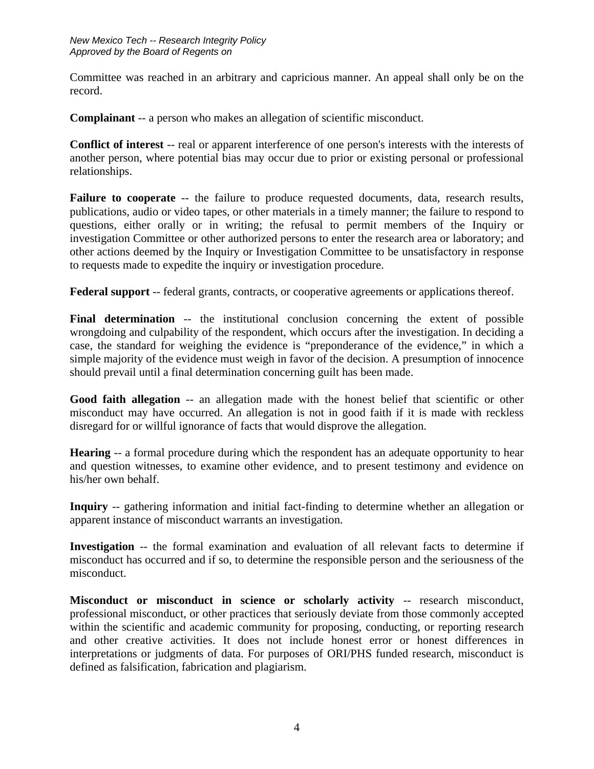Committee was reached in an arbitrary and capricious manner. An appeal shall only be on the record.

**Complainant** -- a person who makes an allegation of scientific misconduct.

**Conflict of interest** -- real or apparent interference of one person's interests with the interests of another person, where potential bias may occur due to prior or existing personal or professional relationships.

**Failure to cooperate** -- the failure to produce requested documents, data, research results, publications, audio or video tapes, or other materials in a timely manner; the failure to respond to questions, either orally or in writing; the refusal to permit members of the Inquiry or investigation Committee or other authorized persons to enter the research area or laboratory; and other actions deemed by the Inquiry or Investigation Committee to be unsatisfactory in response to requests made to expedite the inquiry or investigation procedure.

**Federal support** -- federal grants, contracts, or cooperative agreements or applications thereof.

**Final determination** -- the institutional conclusion concerning the extent of possible wrongdoing and culpability of the respondent, which occurs after the investigation. In deciding a case, the standard for weighing the evidence is "preponderance of the evidence," in which a simple majority of the evidence must weigh in favor of the decision. A presumption of innocence should prevail until a final determination concerning guilt has been made.

**Good faith allegation** -- an allegation made with the honest belief that scientific or other misconduct may have occurred. An allegation is not in good faith if it is made with reckless disregard for or willful ignorance of facts that would disprove the allegation.

**Hearing** -- a formal procedure during which the respondent has an adequate opportunity to hear and question witnesses, to examine other evidence, and to present testimony and evidence on his/her own behalf.

**Inquiry** -- gathering information and initial fact-finding to determine whether an allegation or apparent instance of misconduct warrants an investigation.

**Investigation** -- the formal examination and evaluation of all relevant facts to determine if misconduct has occurred and if so, to determine the responsible person and the seriousness of the misconduct.

**Misconduct or misconduct in science or scholarly activity** -- research misconduct, professional misconduct, or other practices that seriously deviate from those commonly accepted within the scientific and academic community for proposing, conducting, or reporting research and other creative activities. It does not include honest error or honest differences in interpretations or judgments of data. For purposes of ORI/PHS funded research, misconduct is defined as falsification, fabrication and plagiarism.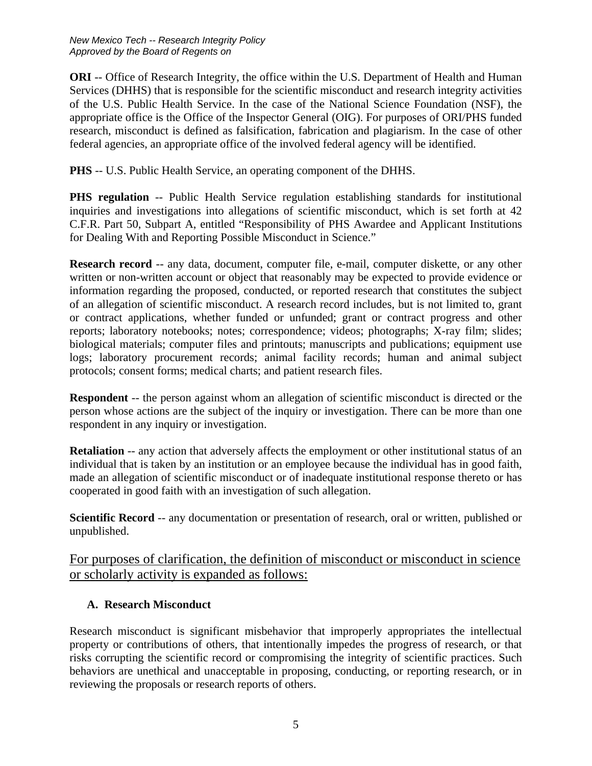**ORI** -- Office of Research Integrity, the office within the U.S. Department of Health and Human Services (DHHS) that is responsible for the scientific misconduct and research integrity activities of the U.S. Public Health Service. In the case of the National Science Foundation (NSF), the appropriate office is the Office of the Inspector General (OIG). For purposes of ORI/PHS funded research, misconduct is defined as falsification, fabrication and plagiarism. In the case of other federal agencies, an appropriate office of the involved federal agency will be identified.

**PHS** -- U.S. Public Health Service, an operating component of the DHHS.

**PHS regulation** -- Public Health Service regulation establishing standards for institutional inquiries and investigations into allegations of scientific misconduct, which is set forth at 42 C.F.R. Part 50, Subpart A, entitled "Responsibility of PHS Awardee and Applicant Institutions for Dealing With and Reporting Possible Misconduct in Science."

**Research record** -- any data, document, computer file, e-mail, computer diskette, or any other written or non-written account or object that reasonably may be expected to provide evidence or information regarding the proposed, conducted, or reported research that constitutes the subject of an allegation of scientific misconduct. A research record includes, but is not limited to, grant or contract applications, whether funded or unfunded; grant or contract progress and other reports; laboratory notebooks; notes; correspondence; videos; photographs; X-ray film; slides; biological materials; computer files and printouts; manuscripts and publications; equipment use logs; laboratory procurement records; animal facility records; human and animal subject protocols; consent forms; medical charts; and patient research files.

**Respondent** -- the person against whom an allegation of scientific misconduct is directed or the person whose actions are the subject of the inquiry or investigation. There can be more than one respondent in any inquiry or investigation.

**Retaliation** -- any action that adversely affects the employment or other institutional status of an individual that is taken by an institution or an employee because the individual has in good faith, made an allegation of scientific misconduct or of inadequate institutional response thereto or has cooperated in good faith with an investigation of such allegation.

**Scientific Record** -- any documentation or presentation of research, oral or written, published or unpublished.

For purposes of clarification, the definition of misconduct or misconduct in science or scholarly activity is expanded as follows:

### A. Research Misconduct

Research misconduct is significant misbehavior that improperly appropriates the intellectual property or contributions of others, that intentionally impedes the progress of research, or that risks corrupting the scientific record or compromising the integrity of scientific practices. Such behaviors are unethical and unacceptable in proposing, conducting, or reporting research, or in reviewing the proposals or research reports of others.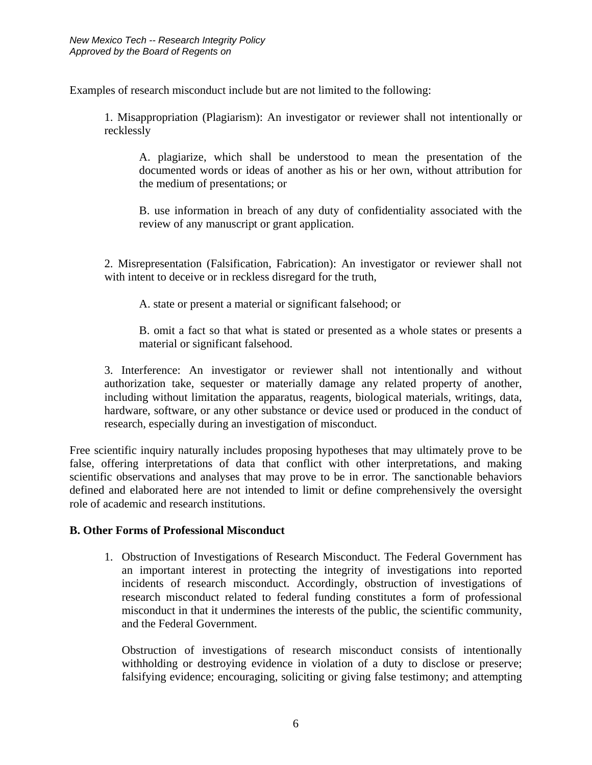Examples of research misconduct include but are not limited to the following:

1. Misappropriation (Plagiarism): An investigator or reviewer shall not intentionally or recklessly

   A. plagiarize, which shall be understood to mean the presentation of the documented words or ideas of another as his or her own, without attribution for the medium of presentations; or

   B. use information in breach of any duty of confidentiality associated with the review of any manuscript or grant application.

2. Misrepresentation (Falsification, Fabrication): An investigator or reviewer shall not with intent to deceive or in reckless disregard for the truth,

   A. state or present a material or significant falsehood; or

   B. omit a fact so that what is stated or presented as a whole states or presents a material or significant falsehood.

3. Interference: An investigator or reviewer shall not intentionally and without authorization take, sequester or materially damage any related property of another, including without limitation the apparatus, reagents, biological materials, writings, data, hardware, software, or any other substance or device used or produced in the conduct of research, especially during an investigation of misconduct.

Free scientific inquiry naturally includes proposing hypotheses that may ultimately prove to be false, offering interpretations of data that conflict with other interpretations, and making scientific observations and analyses that may prove to be in error. The sanctionable behaviors defined and elaborated here are not intended to limit or define comprehensively the oversight role of academic and research institutions.

**B. Other Forms of Professional Misconduct**

1. Obstruction of Investigations of Research Misconduct. The Federal Government has an important interest in protecting the integrity of investigations into reported incidents of research misconduct. Accordingly, obstruction of investigations of research misconduct related to federal funding constitutes a form of professional misconduct in that it undermines the interests of the public, the scientific community, and the Federal Government.

   Obstruction of investigations of research misconduct consists of intentionally withholding or destroying evidence in violation of a duty to disclose or preserve; falsifying evidence; encouraging, soliciting or giving false testimony; and attempting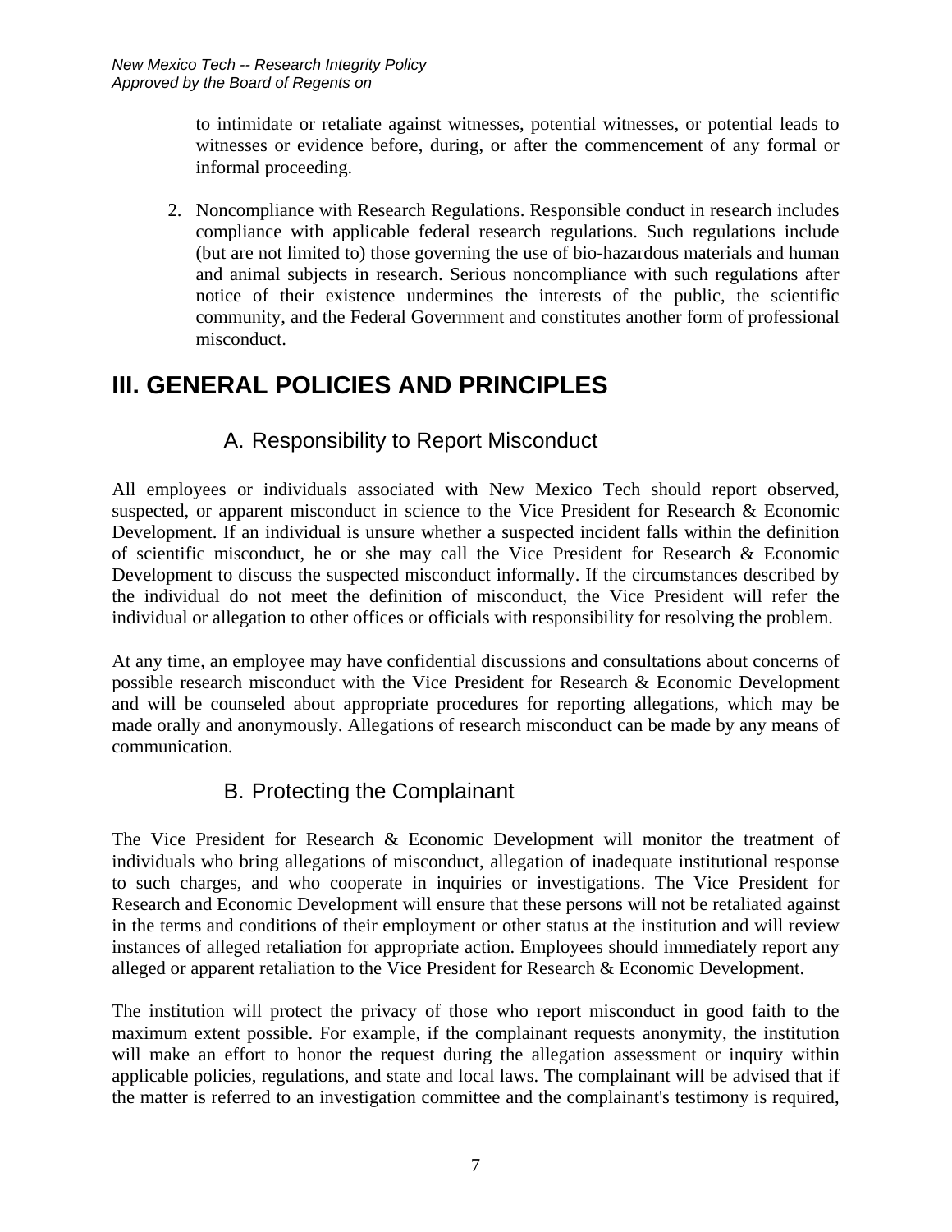to intimidate or retaliate against witnesses, potential witnesses, or potential leads to witnesses or evidence before, during, or after the commencement of any formal or informal proceeding.

2. Noncompliance with Research Regulations. Responsible conduct in research includes compliance with applicable federal research regulations. Such regulations include (but are not limited to) those governing the use of bio-hazardous materials and human and animal subjects in research. Serious noncompliance with such regulations after notice of their existence undermines the interests of the public, the scientific community, and the Federal Government and constitutes another form of professional misconduct.

# III. GENERAL POLICIES AND PRINCIPLES

## A. Responsibility to Report Misconduct

All employees or individuals associated with New Mexico Tech should report observed, suspected, or apparent misconduct in science to the Vice President for Research & Economic Development. If an individual is unsure whether a suspected incident falls within the definition of scientific misconduct, he or she may call the Vice President for Research & Economic Development to discuss the suspected misconduct informally. If the circumstances described by the individual do not meet the definition of misconduct, the Vice President will refer the individual or allegation to other offices or officials with responsibility for resolving the problem.

At any time, an employee may have confidential discussions and consultations about concerns of possible research misconduct with the Vice President for Research & Economic Development and will be counseled about appropriate procedures for reporting allegations, which may be made orally and anonymously. Allegations of research misconduct can be made by any means of communication.

## B. Protecting the Complainant

The Vice President for Research & Economic Development will monitor the treatment of individuals who bring allegations of misconduct, allegation of inadequate institutional response to such charges, and who cooperate in inquiries or investigations. The Vice President for Research and Economic Development will ensure that these persons will not be retaliated against in the terms and conditions of their employment or other status at the institution and will review instances of alleged retaliation for appropriate action. Employees should immediately report any alleged or apparent retaliation to the Vice President for Research & Economic Development.

The institution will protect the privacy of those who report misconduct in good faith to the maximum extent possible. For example, if the complainant requests anonymity, the institution will make an effort to honor the request during the allegation assessment or inquiry within applicable policies, regulations, and state and local laws. The complainant will be advised that if the matter is referred to an investigation committee and the complainant's testimony is required,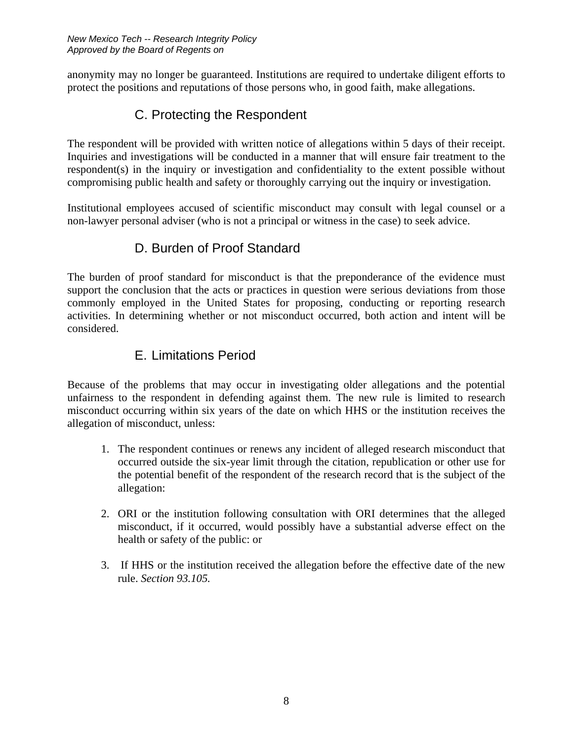anonymity may no longer be guaranteed. Institutions are required to undertake diligent efforts to protect the positions and reputations of those persons who, in good faith, make allegations.

## C. Protecting the Respondent

The respondent will be provided with written notice of allegations within 5 days of their receipt. Inquiries and investigations will be conducted in a manner that will ensure fair treatment to the respondent(s) in the inquiry or investigation and confidentiality to the extent possible without compromising public health and safety or thoroughly carrying out the inquiry or investigation.

Institutional employees accused of scientific misconduct may consult with legal counsel or a non-lawyer personal adviser (who is not a principal or witness in the case) to seek advice.

## D. Burden of Proof Standard

The burden of proof standard for misconduct is that the preponderance of the evidence must support the conclusion that the acts or practices in question were serious deviations from those commonly employed in the United States for proposing, conducting or reporting research activities. In determining whether or not misconduct occurred, both action and intent will be considered.

## E. Limitations Period

Because of the problems that may occur in investigating older allegations and the potential unfairness to the respondent in defending against them. The new rule is limited to research misconduct occurring within six years of the date on which HHS or the institution receives the allegation of misconduct, unless:

1. The respondent continues or renews any incident of alleged research misconduct that occurred outside the six-year limit through the citation, republication or other use for the potential benefit of the respondent of the research record that is the subject of the allegation:

2. ORI or the institution following consultation with ORI determines that the alleged misconduct, if it occurred, would possibly have a substantial adverse effect on the health or safety of the public: or

3. If HHS or the institution received the allegation before the effective date of the new rule. *Section 93.105.*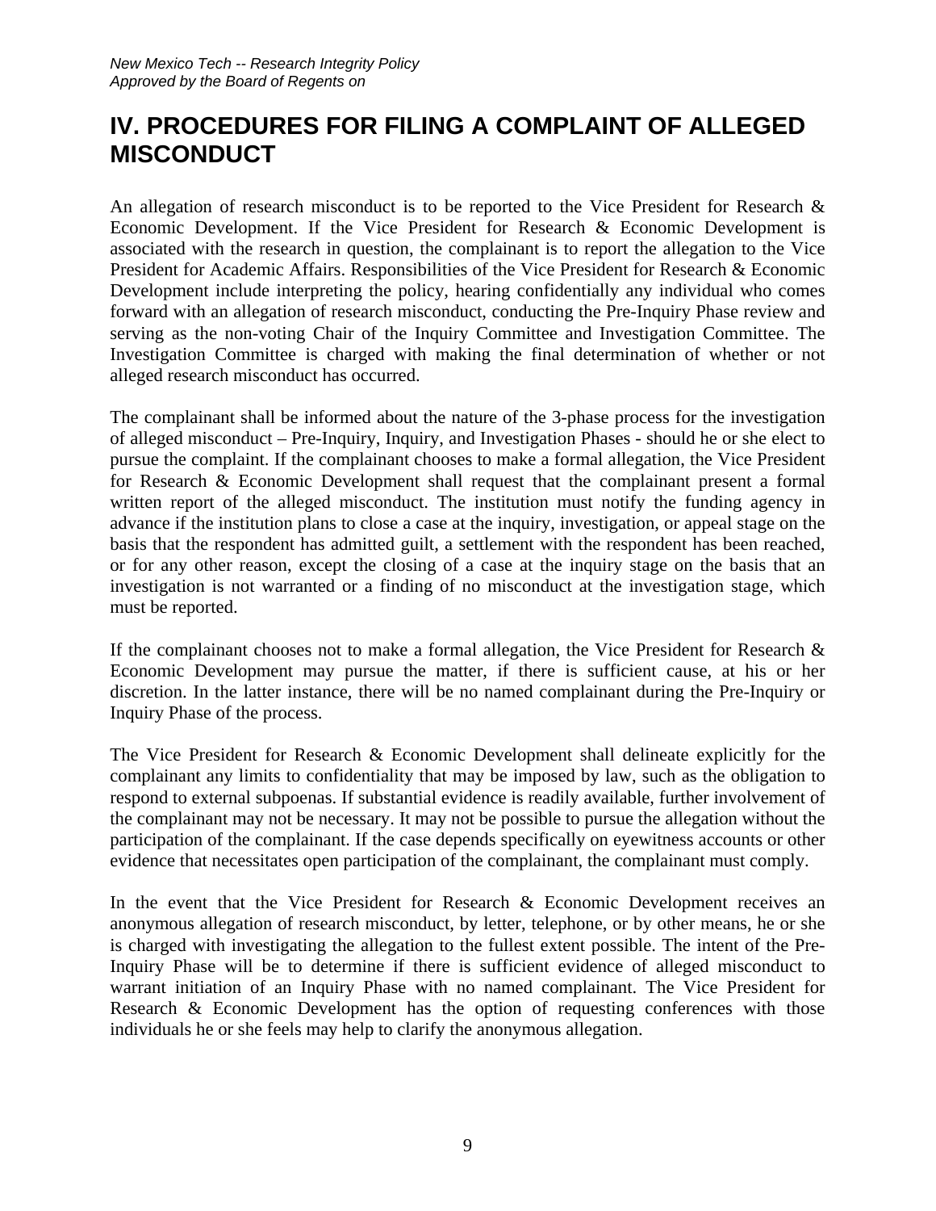# IV. PROCEDURES FOR FILING A COMPLAINT OF ALLEGED MISCONDUCT

An allegation of research misconduct is to be reported to the Vice President for Research & Economic Development. If the Vice President for Research & Economic Development is associated with the research in question, the complainant is to report the allegation to the Vice President for Academic Affairs. Responsibilities of the Vice President for Research & Economic Development include interpreting the policy, hearing confidentially any individual who comes forward with an allegation of research misconduct, conducting the Pre-Inquiry Phase review and serving as the non-voting Chair of the Inquiry Committee and Investigation Committee. The Investigation Committee is charged with making the final determination of whether or not alleged research misconduct has occurred.

The complainant shall be informed about the nature of the 3-phase process for the investigation of alleged misconduct – Pre-Inquiry, Inquiry, and Investigation Phases - should he or she elect to pursue the complaint. If the complainant chooses to make a formal allegation, the Vice President for Research & Economic Development shall request that the complainant present a formal written report of the alleged misconduct. The institution must notify the funding agency in advance if the institution plans to close a case at the inquiry, investigation, or appeal stage on the basis that the respondent has admitted guilt, a settlement with the respondent has been reached, or for any other reason, except the closing of a case at the inquiry stage on the basis that an investigation is not warranted or a finding of no misconduct at the investigation stage, which must be reported.

If the complainant chooses not to make a formal allegation, the Vice President for Research & Economic Development may pursue the matter, if there is sufficient cause, at his or her discretion. In the latter instance, there will be no named complainant during the Pre-Inquiry or Inquiry Phase of the process.

The Vice President for Research & Economic Development shall delineate explicitly for the complainant any limits to confidentiality that may be imposed by law, such as the obligation to respond to external subpoenas. If substantial evidence is readily available, further involvement of the complainant may not be necessary. It may not be possible to pursue the allegation without the participation of the complainant. If the case depends specifically on eyewitness accounts or other evidence that necessitates open participation of the complainant, the complainant must comply.

In the event that the Vice President for Research & Economic Development receives an anonymous allegation of research misconduct, by letter, telephone, or by other means, he or she is charged with investigating the allegation to the fullest extent possible. The intent of the Pre-Inquiry Phase will be to determine if there is sufficient evidence of alleged misconduct to warrant initiation of an Inquiry Phase with no named complainant. The Vice President for Research & Economic Development has the option of requesting conferences with those individuals he or she feels may help to clarify the anonymous allegation.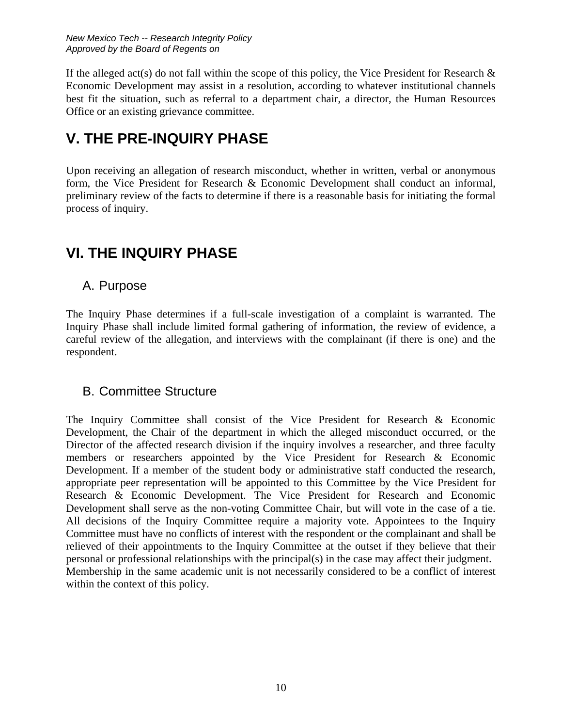If the alleged act(s) do not fall within the scope of this policy, the Vice President for Research & Economic Development may assist in a resolution, according to whatever institutional channels best fit the situation, such as referral to a department chair, a director, the Human Resources Office or an existing grievance committee.

# V. THE PRE-INQUIRY PHASE

Upon receiving an allegation of research misconduct, whether in written, verbal or anonymous form, the Vice President for Research & Economic Development shall conduct an informal, preliminary review of the facts to determine if there is a reasonable basis for initiating the formal process of inquiry.

# VI. THE INQUIRY PHASE

## A. Purpose

The Inquiry Phase determines if a full-scale investigation of a complaint is warranted. The Inquiry Phase shall include limited formal gathering of information, the review of evidence, a careful review of the allegation, and interviews with the complainant (if there is one) and the respondent.

## B. Committee Structure

The Inquiry Committee shall consist of the Vice President for Research & Economic Development, the Chair of the department in which the alleged misconduct occurred, or the Director of the affected research division if the inquiry involves a researcher, and three faculty members or researchers appointed by the Vice President for Research & Economic Development. If a member of the student body or administrative staff conducted the research, appropriate peer representation will be appointed to this Committee by the Vice President for Research & Economic Development. The Vice President for Research and Economic Development shall serve as the non-voting Committee Chair, but will vote in the case of a tie. All decisions of the Inquiry Committee require a majority vote. Appointees to the Inquiry Committee must have no conflicts of interest with the respondent or the complainant and shall be relieved of their appointments to the Inquiry Committee at the outset if they believe that their personal or professional relationships with the principal(s) in the case may affect their judgment. Membership in the same academic unit is not necessarily considered to be a conflict of interest within the context of this policy.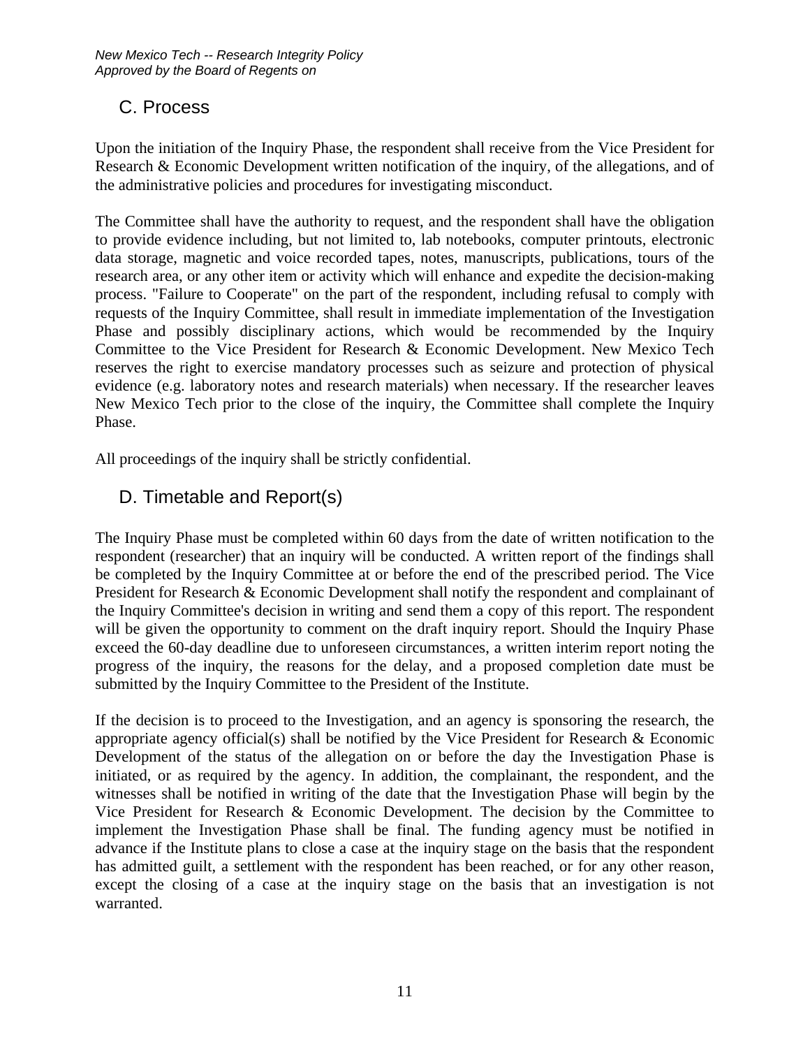## C. Process

Upon the initiation of the Inquiry Phase, the respondent shall receive from the Vice President for Research & Economic Development written notification of the inquiry, of the allegations, and of the administrative policies and procedures for investigating misconduct.

The Committee shall have the authority to request, and the respondent shall have the obligation to provide evidence including, but not limited to, lab notebooks, computer printouts, electronic data storage, magnetic and voice recorded tapes, notes, manuscripts, publications, tours of the research area, or any other item or activity which will enhance and expedite the decision-making process. "Failure to Cooperate" on the part of the respondent, including refusal to comply with requests of the Inquiry Committee, shall result in immediate implementation of the Investigation Phase and possibly disciplinary actions, which would be recommended by the Inquiry Committee to the Vice President for Research & Economic Development. New Mexico Tech reserves the right to exercise mandatory processes such as seizure and protection of physical evidence (e.g. laboratory notes and research materials) when necessary. If the researcher leaves New Mexico Tech prior to the close of the inquiry, the Committee shall complete the Inquiry Phase.

All proceedings of the inquiry shall be strictly confidential.

## D. Timetable and Report(s)

The Inquiry Phase must be completed within 60 days from the date of written notification to the respondent (researcher) that an inquiry will be conducted. A written report of the findings shall be completed by the Inquiry Committee at or before the end of the prescribed period. The Vice President for Research & Economic Development shall notify the respondent and complainant of the Inquiry Committee's decision in writing and send them a copy of this report. The respondent will be given the opportunity to comment on the draft inquiry report. Should the Inquiry Phase exceed the 60-day deadline due to unforeseen circumstances, a written interim report noting the progress of the inquiry, the reasons for the delay, and a proposed completion date must be submitted by the Inquiry Committee to the President of the Institute.

If the decision is to proceed to the Investigation, and an agency is sponsoring the research, the appropriate agency official(s) shall be notified by the Vice President for Research & Economic Development of the status of the allegation on or before the day the Investigation Phase is initiated, or as required by the agency. In addition, the complainant, the respondent, and the witnesses shall be notified in writing of the date that the Investigation Phase will begin by the Vice President for Research & Economic Development. The decision by the Committee to implement the Investigation Phase shall be final. The funding agency must be notified in advance if the Institute plans to close a case at the inquiry stage on the basis that the respondent has admitted guilt, a settlement with the respondent has been reached, or for any other reason, except the closing of a case at the inquiry stage on the basis that an investigation is not warranted.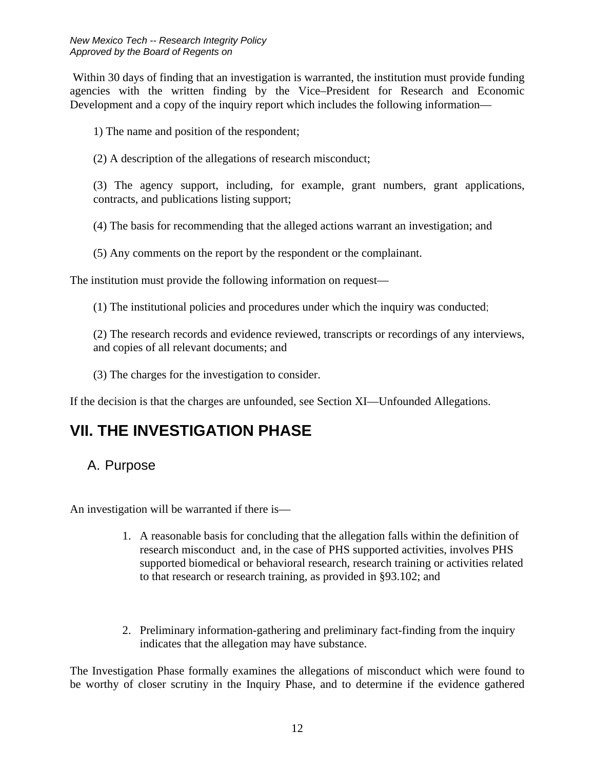Within 30 days of finding that an investigation is warranted, the institution must provide funding agencies with the written finding by the Vice–President for Research and Economic Development and a copy of the inquiry report which includes the following information—

1) The name and position of the respondent;

(2) A description of the allegations of research misconduct;

(3) The agency support, including, for example, grant numbers, grant applications, contracts, and publications listing support;

(4) The basis for recommending that the alleged actions warrant an investigation; and

(5) Any comments on the report by the respondent or the complainant.

The institution must provide the following information on request—

(1) The institutional policies and procedures under which the inquiry was conducted;

(2) The research records and evidence reviewed, transcripts or recordings of any interviews, and copies of all relevant documents; and

(3) The charges for the investigation to consider.

If the decision is that the charges are unfounded, see Section XI—Unfounded Allegations.

# VII. THE INVESTIGATION PHASE

## A. Purpose

An investigation will be warranted if there is—

1. A reasonable basis for concluding that the allegation falls within the definition of research misconduct and, in the case of PHS supported activities, involves PHS supported biomedical or behavioral research, research training or activities related to that research or research training, as provided in §93.102; and

2. Preliminary information-gathering and preliminary fact-finding from the inquiry indicates that the allegation may have substance.

The Investigation Phase formally examines the allegations of misconduct which were found to be worthy of closer scrutiny in the Inquiry Phase, and to determine if the evidence gathered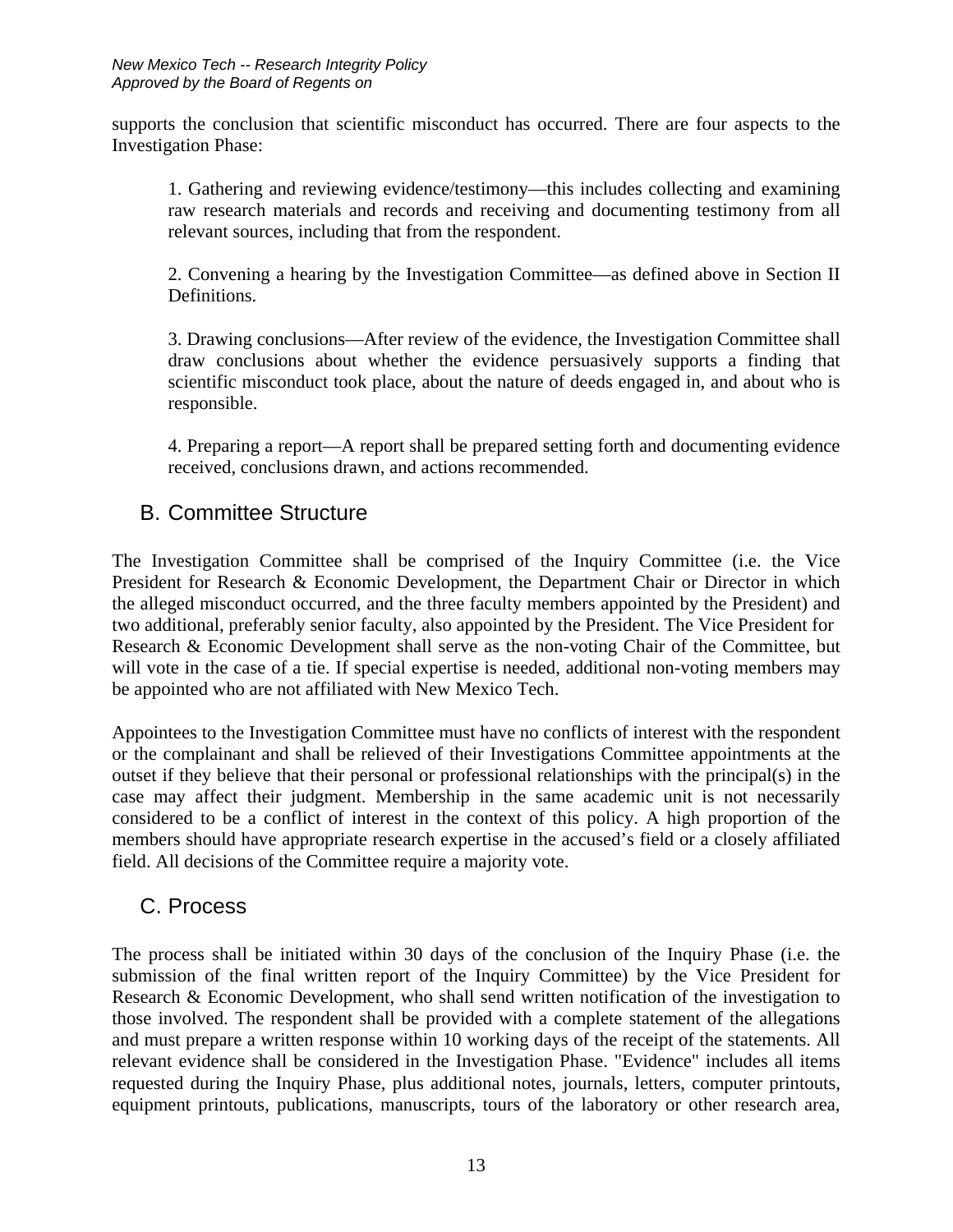supports the conclusion that scientific misconduct has occurred. There are four aspects to the Investigation Phase:

1. Gathering and reviewing evidence/testimony—this includes collecting and examining raw research materials and records and receiving and documenting testimony from all relevant sources, including that from the respondent.

2. Convening a hearing by the Investigation Committee—as defined above in Section II Definitions.

3. Drawing conclusions—After review of the evidence, the Investigation Committee shall draw conclusions about whether the evidence persuasively supports a finding that scientific misconduct took place, about the nature of deeds engaged in, and about who is responsible.

4. Preparing a report—A report shall be prepared setting forth and documenting evidence received, conclusions drawn, and actions recommended.

## B. Committee Structure

The Investigation Committee shall be comprised of the Inquiry Committee (i.e. the Vice President for Research & Economic Development, the Department Chair or Director in which the alleged misconduct occurred, and the three faculty members appointed by the President) and two additional, preferably senior faculty, also appointed by the President. The Vice President for Research & Economic Development shall serve as the non-voting Chair of the Committee, but will vote in the case of a tie. If special expertise is needed, additional non-voting members may be appointed who are not affiliated with New Mexico Tech.

Appointees to the Investigation Committee must have no conflicts of interest with the respondent or the complainant and shall be relieved of their Investigations Committee appointments at the outset if they believe that their personal or professional relationships with the principal(s) in the case may affect their judgment. Membership in the same academic unit is not necessarily considered to be a conflict of interest in the context of this policy. A high proportion of the members should have appropriate research expertise in the accused's field or a closely affiliated field. All decisions of the Committee require a majority vote.

## C. Process

The process shall be initiated within 30 days of the conclusion of the Inquiry Phase (i.e. the submission of the final written report of the Inquiry Committee) by the Vice President for Research & Economic Development, who shall send written notification of the investigation to those involved. The respondent shall be provided with a complete statement of the allegations and must prepare a written response within 10 working days of the receipt of the statements. All relevant evidence shall be considered in the Investigation Phase. "Evidence" includes all items requested during the Inquiry Phase, plus additional notes, journals, letters, computer printouts, equipment printouts, publications, manuscripts, tours of the laboratory or other research area,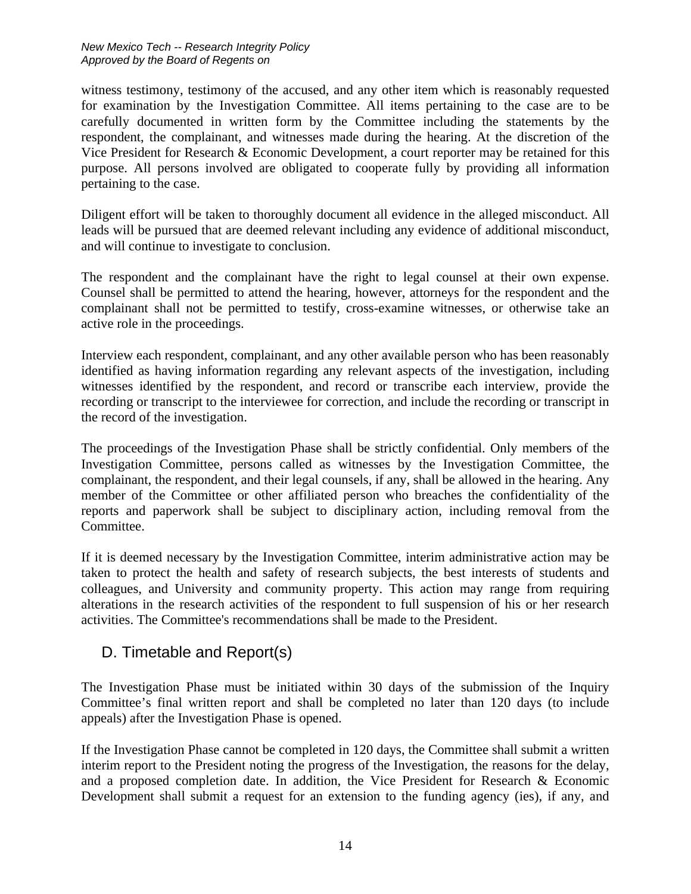witness testimony, testimony of the accused, and any other item which is reasonably requested for examination by the Investigation Committee. All items pertaining to the case are to be carefully documented in written form by the Committee including the statements by the respondent, the complainant, and witnesses made during the hearing. At the discretion of the Vice President for Research & Economic Development, a court reporter may be retained for this purpose. All persons involved are obligated to cooperate fully by providing all information pertaining to the case.

Diligent effort will be taken to thoroughly document all evidence in the alleged misconduct. All leads will be pursued that are deemed relevant including any evidence of additional misconduct, and will continue to investigate to conclusion.

The respondent and the complainant have the right to legal counsel at their own expense. Counsel shall be permitted to attend the hearing, however, attorneys for the respondent and the complainant shall not be permitted to testify, cross-examine witnesses, or otherwise take an active role in the proceedings.

Interview each respondent, complainant, and any other available person who has been reasonably identified as having information regarding any relevant aspects of the investigation, including witnesses identified by the respondent, and record or transcribe each interview, provide the recording or transcript to the interviewee for correction, and include the recording or transcript in the record of the investigation.

The proceedings of the Investigation Phase shall be strictly confidential. Only members of the Investigation Committee, persons called as witnesses by the Investigation Committee, the complainant, the respondent, and their legal counsels, if any, shall be allowed in the hearing. Any member of the Committee or other affiliated person who breaches the confidentiality of the reports and paperwork shall be subject to disciplinary action, including removal from the Committee.

If it is deemed necessary by the Investigation Committee, interim administrative action may be taken to protect the health and safety of research subjects, the best interests of students and colleagues, and University and community property. This action may range from requiring alterations in the research activities of the respondent to full suspension of his or her research activities. The Committee's recommendations shall be made to the President.

## D. Timetable and Report(s)

The Investigation Phase must be initiated within 30 days of the submission of the Inquiry Committee's final written report and shall be completed no later than 120 days (to include appeals) after the Investigation Phase is opened.

If the Investigation Phase cannot be completed in 120 days, the Committee shall submit a written interim report to the President noting the progress of the Investigation, the reasons for the delay, and a proposed completion date. In addition, the Vice President for Research & Economic Development shall submit a request for an extension to the funding agency (ies), if any, and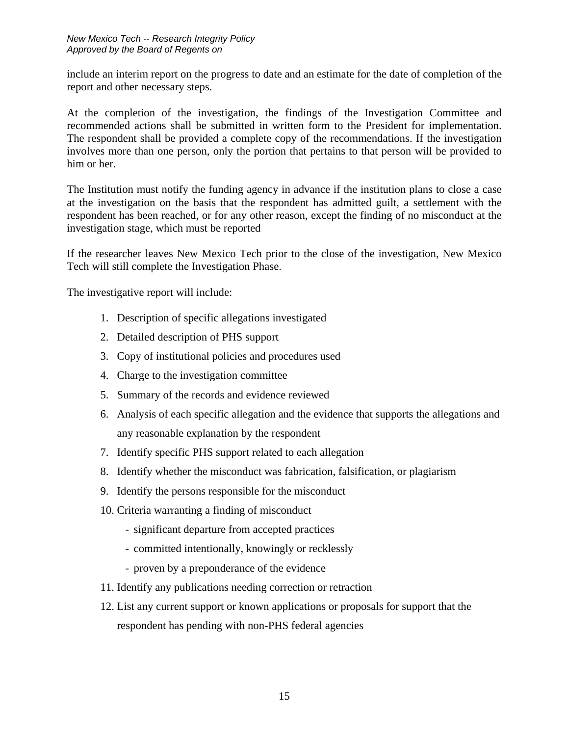include an interim report on the progress to date and an estimate for the date of completion of the report and other necessary steps.

At the completion of the investigation, the findings of the Investigation Committee and recommended actions shall be submitted in written form to the President for implementation. The respondent shall be provided a complete copy of the recommendations. If the investigation involves more than one person, only the portion that pertains to that person will be provided to him or her.

The Institution must notify the funding agency in advance if the institution plans to close a case at the investigation on the basis that the respondent has admitted guilt, a settlement with the respondent has been reached, or for any other reason, except the finding of no misconduct at the investigation stage, which must be reported

If the researcher leaves New Mexico Tech prior to the close of the investigation, New Mexico Tech will still complete the Investigation Phase.

The investigative report will include:

1. Description of specific allegations investigated
2. Detailed description of PHS support
3. Copy of institutional policies and procedures used
4. Charge to the investigation committee
5. Summary of the records and evidence reviewed
6. Analysis of each specific allegation and the evidence that supports the allegations and any reasonable explanation by the respondent
7. Identify specific PHS support related to each allegation
8. Identify whether the misconduct was fabrication, falsification, or plagiarism
9. Identify the persons responsible for the misconduct
10. Criteria warranting a finding of misconduct
    - significant departure from accepted practices
    - committed intentionally, knowingly or recklessly
    - proven by a preponderance of the evidence
11. Identify any publications needing correction or retraction
12. List any current support or known applications or proposals for support that the respondent has pending with non-PHS federal agencies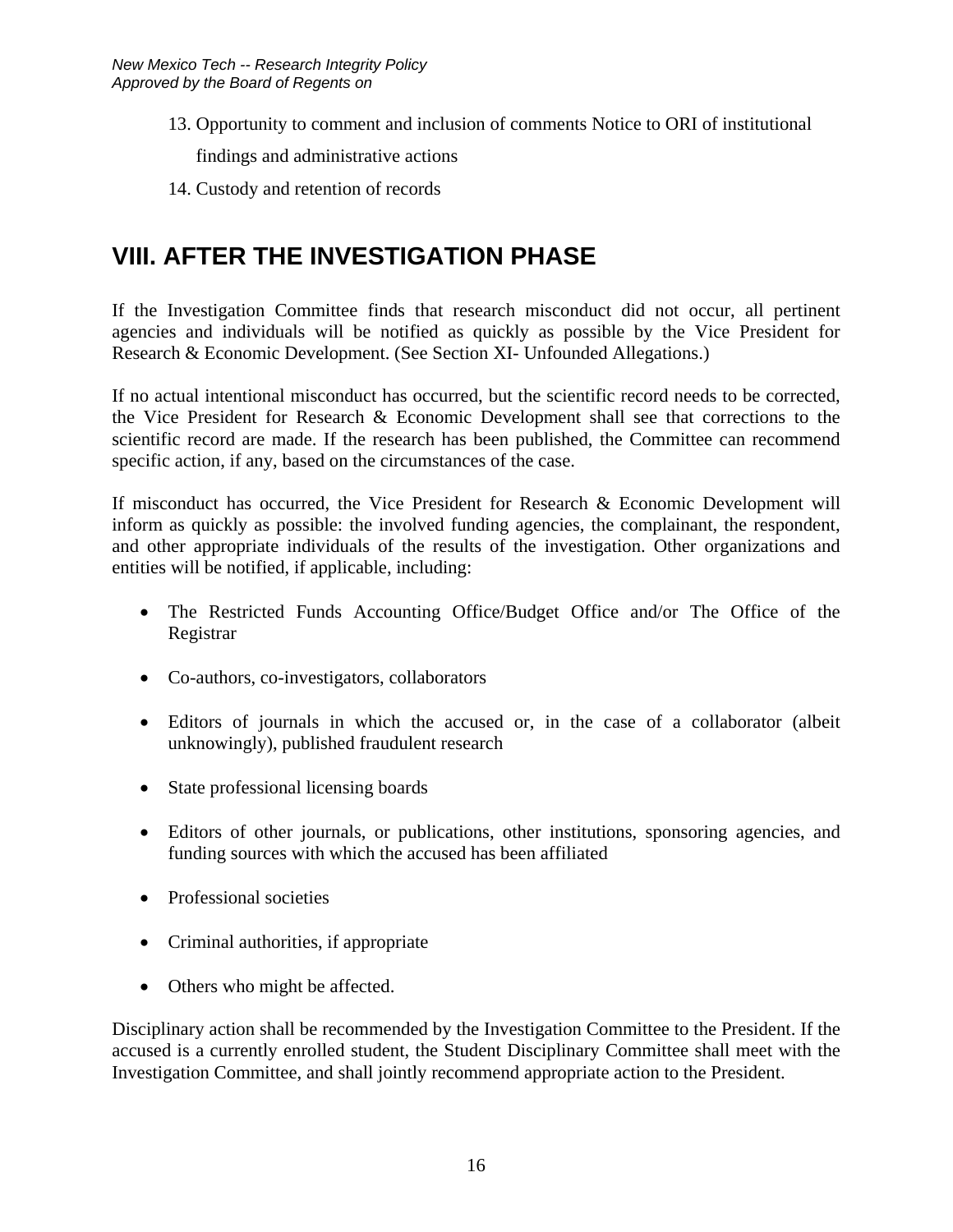13. Opportunity to comment and inclusion of comments Notice to ORI of institutional findings and administrative actions
14. Custody and retention of records

# VIII. AFTER THE INVESTIGATION PHASE

If the Investigation Committee finds that research misconduct did not occur, all pertinent agencies and individuals will be notified as quickly as possible by the Vice President for Research & Economic Development. (See Section XI- Unfounded Allegations.)

If no actual intentional misconduct has occurred, but the scientific record needs to be corrected, the Vice President for Research & Economic Development shall see that corrections to the scientific record are made. If the research has been published, the Committee can recommend specific action, if any, based on the circumstances of the case.

If misconduct has occurred, the Vice President for Research & Economic Development will inform as quickly as possible: the involved funding agencies, the complainant, the respondent, and other appropriate individuals of the results of the investigation. Other organizations and entities will be notified, if applicable, including:

- The Restricted Funds Accounting Office/Budget Office and/or The Office of the Registrar
- Co-authors, co-investigators, collaborators
- Editors of journals in which the accused or, in the case of a collaborator (albeit unknowingly), published fraudulent research
- State professional licensing boards
- Editors of other journals, or publications, other institutions, sponsoring agencies, and funding sources with which the accused has been affiliated
- Professional societies
- Criminal authorities, if appropriate
- Others who might be affected.

Disciplinary action shall be recommended by the Investigation Committee to the President. If the accused is a currently enrolled student, the Student Disciplinary Committee shall meet with the Investigation Committee, and shall jointly recommend appropriate action to the President.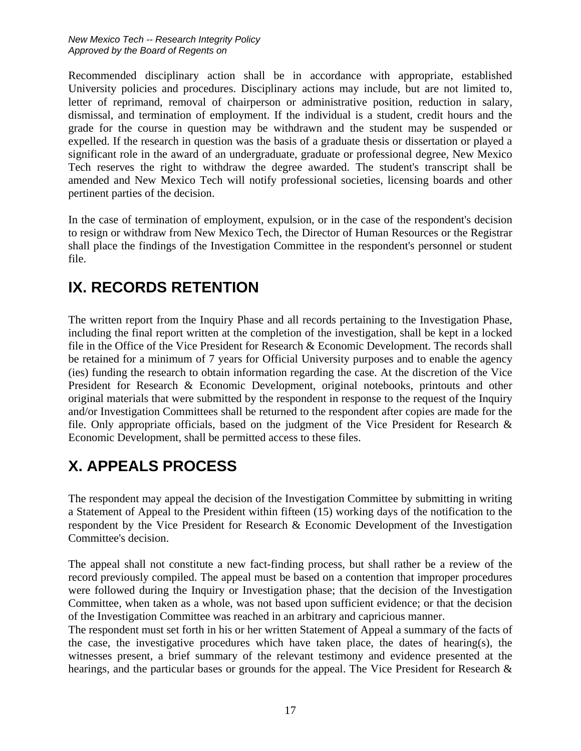Recommended disciplinary action shall be in accordance with appropriate, established University policies and procedures. Disciplinary actions may include, but are not limited to, letter of reprimand, removal of chairperson or administrative position, reduction in salary, dismissal, and termination of employment. If the individual is a student, credit hours and the grade for the course in question may be withdrawn and the student may be suspended or expelled. If the research in question was the basis of a graduate thesis or dissertation or played a significant role in the award of an undergraduate, graduate or professional degree, New Mexico Tech reserves the right to withdraw the degree awarded. The student's transcript shall be amended and New Mexico Tech will notify professional societies, licensing boards and other pertinent parties of the decision.

In the case of termination of employment, expulsion, or in the case of the respondent's decision to resign or withdraw from New Mexico Tech, the Director of Human Resources or the Registrar shall place the findings of the Investigation Committee in the respondent's personnel or student file.

# IX. RECORDS RETENTION

The written report from the Inquiry Phase and all records pertaining to the Investigation Phase, including the final report written at the completion of the investigation, shall be kept in a locked file in the Office of the Vice President for Research & Economic Development. The records shall be retained for a minimum of 7 years for Official University purposes and to enable the agency (ies) funding the research to obtain information regarding the case. At the discretion of the Vice President for Research & Economic Development, original notebooks, printouts and other original materials that were submitted by the respondent in response to the request of the Inquiry and/or Investigation Committees shall be returned to the respondent after copies are made for the file. Only appropriate officials, based on the judgment of the Vice President for Research & Economic Development, shall be permitted access to these files.

# X. APPEALS PROCESS

The respondent may appeal the decision of the Investigation Committee by submitting in writing a Statement of Appeal to the President within fifteen (15) working days of the notification to the respondent by the Vice President for Research & Economic Development of the Investigation Committee's decision.

The appeal shall not constitute a new fact-finding process, but shall rather be a review of the record previously compiled. The appeal must be based on a contention that improper procedures were followed during the Inquiry or Investigation phase; that the decision of the Investigation Committee, when taken as a whole, was not based upon sufficient evidence; or that the decision of the Investigation Committee was reached in an arbitrary and capricious manner.

The respondent must set forth in his or her written Statement of Appeal a summary of the facts of the case, the investigative procedures which have taken place, the dates of hearing(s), the witnesses present, a brief summary of the relevant testimony and evidence presented at the hearings, and the particular bases or grounds for the appeal. The Vice President for Research &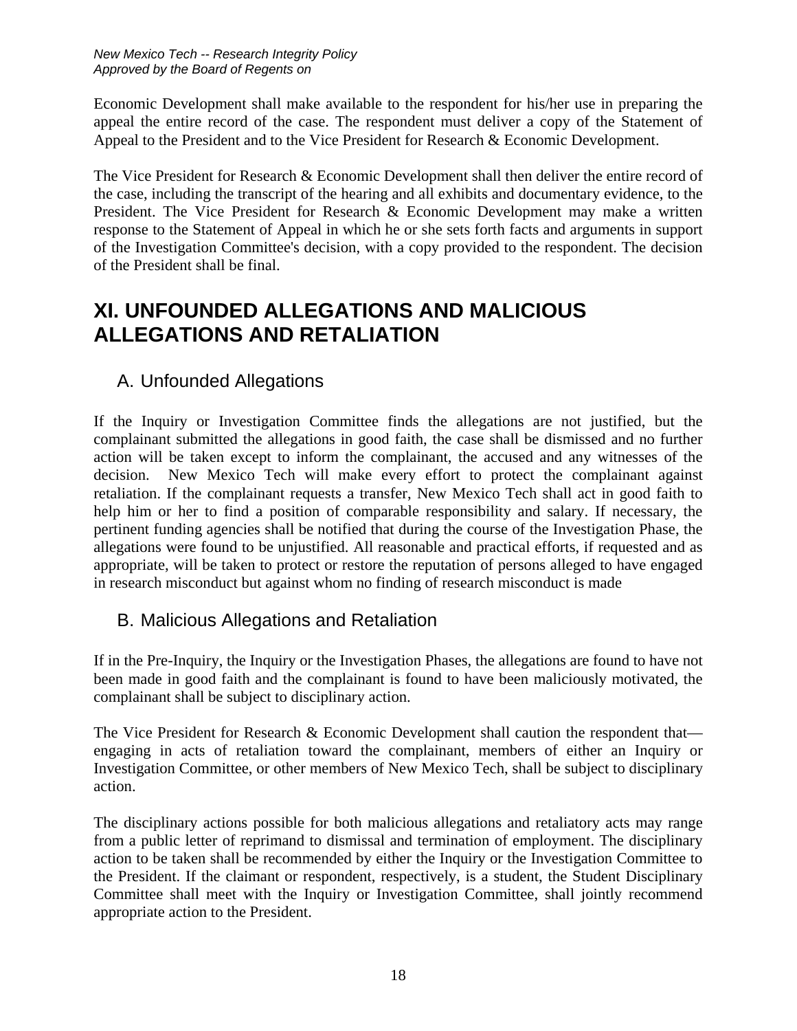Economic Development shall make available to the respondent for his/her use in preparing the appeal the entire record of the case. The respondent must deliver a copy of the Statement of Appeal to the President and to the Vice President for Research & Economic Development.

The Vice President for Research & Economic Development shall then deliver the entire record of the case, including the transcript of the hearing and all exhibits and documentary evidence, to the President. The Vice President for Research & Economic Development may make a written response to the Statement of Appeal in which he or she sets forth facts and arguments in support of the Investigation Committee's decision, with a copy provided to the respondent. The decision of the President shall be final.

# XI. UNFOUNDED ALLEGATIONS AND MALICIOUS ALLEGATIONS AND RETALIATION

## A. Unfounded Allegations

If the Inquiry or Investigation Committee finds the allegations are not justified, but the complainant submitted the allegations in good faith, the case shall be dismissed and no further action will be taken except to inform the complainant, the accused and any witnesses of the decision. New Mexico Tech will make every effort to protect the complainant against retaliation. If the complainant requests a transfer, New Mexico Tech shall act in good faith to help him or her to find a position of comparable responsibility and salary. If necessary, the pertinent funding agencies shall be notified that during the course of the Investigation Phase, the allegations were found to be unjustified. All reasonable and practical efforts, if requested and as appropriate, will be taken to protect or restore the reputation of persons alleged to have engaged in research misconduct but against whom no finding of research misconduct is made

## B. Malicious Allegations and Retaliation

If in the Pre-Inquiry, the Inquiry or the Investigation Phases, the allegations are found to have not been made in good faith and the complainant is found to have been maliciously motivated, the complainant shall be subject to disciplinary action.

The Vice President for Research & Economic Development shall caution the respondent that—engaging in acts of retaliation toward the complainant, members of either an Inquiry or Investigation Committee, or other members of New Mexico Tech, shall be subject to disciplinary action.

The disciplinary actions possible for both malicious allegations and retaliatory acts may range from a public letter of reprimand to dismissal and termination of employment. The disciplinary action to be taken shall be recommended by either the Inquiry or the Investigation Committee to the President. If the claimant or respondent, respectively, is a student, the Student Disciplinary Committee shall meet with the Inquiry or Investigation Committee, shall jointly recommend appropriate action to the President.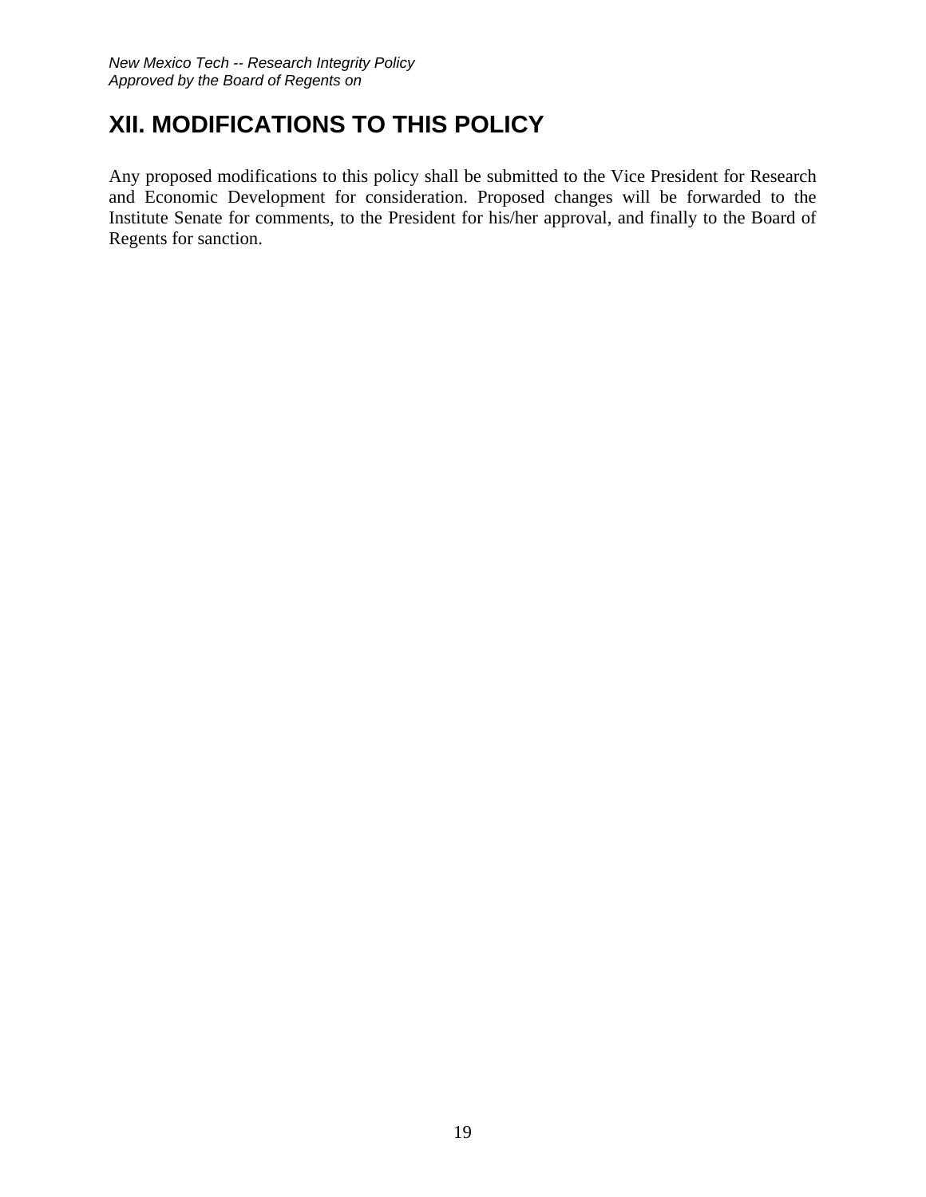## XII. MODIFICATIONS TO THIS POLICY

Any proposed modifications to this policy shall be submitted to the Vice President for Research and Economic Development for consideration. Proposed changes will be forwarded to the Institute Senate for comments, to the President for his/her approval, and finally to the Board of Regents for sanction.